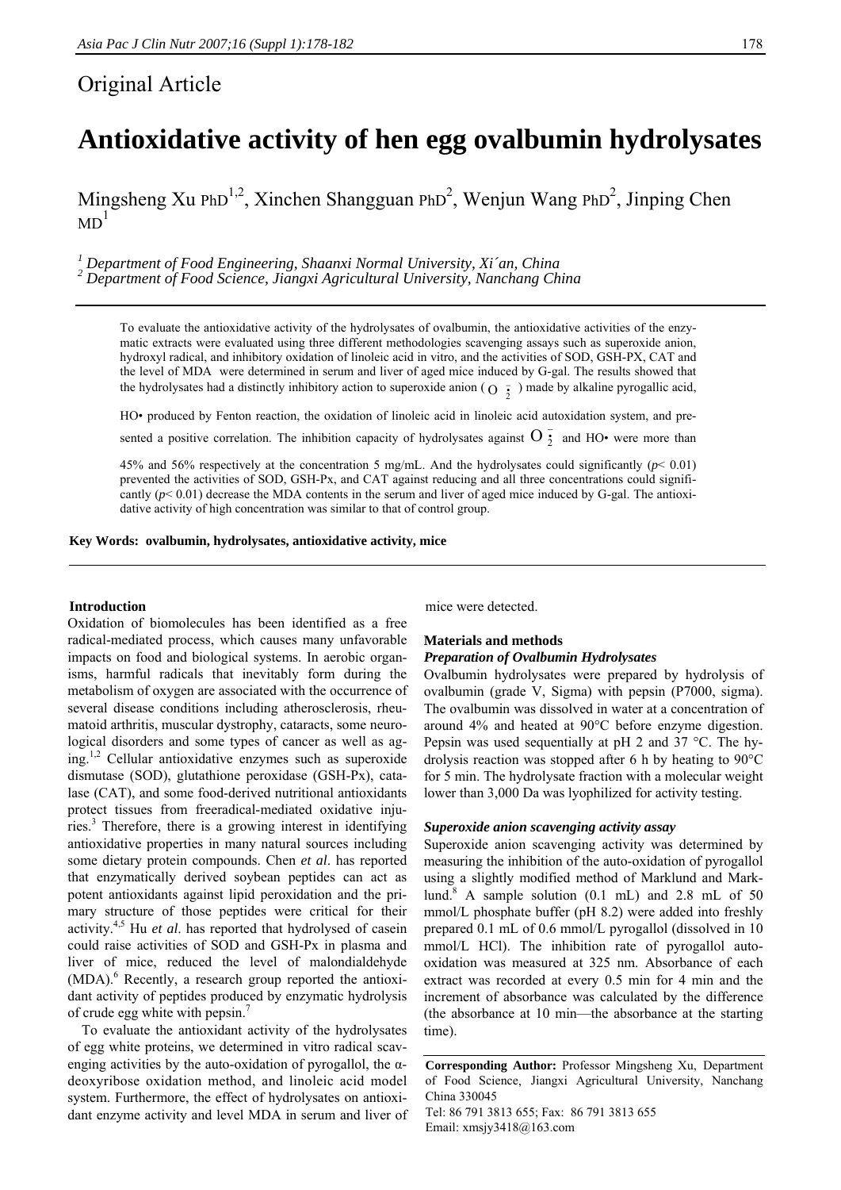Original Article

# Antioxidative activity of hen egg ovalbumin hydrolysates

Mingsheng Xu PhD[1,2], Xinchen Shangguan PhD[2], Wenjun Wang PhD[2], Jinping Chen MD[1]

*[1] Department of Food Engineering, Shaanxi Normal University, Xi´an, China*
*[2] Department of Food Science, Jiangxi Agricultural University, Nanchang China*

To evaluate the antioxidative activity of the hydrolysates of ovalbumin, the antioxidative activities of the enzymatic extracts were evaluated using three different methodologies scavenging assays such as superoxide anion, hydroxyl radical, and inhibitory oxidation of linoleic acid in vitro, and the activities of SOD, GSH-PX, CAT and the level of MDA were determined in serum and liver of aged mice induced by G-gal. The results showed that the hydrolysates had a distinctly inhibitory action to superoxide anion ( $O_2^{-}$ ) made by alkaline pyrogallic acid, HO• produced by Fenton reaction, the oxidation of linoleic acid in linoleic acid autoxidation system, and presented a positive correlation. The inhibition capacity of hydrolysates against $O_2^{-}$ and HO• were more than 45% and 56% respectively at the concentration 5 mg/mL. And the hydrolysates could significantly ($p< 0.01$) prevented the activities of SOD, GSH-Px, and CAT against reducing and all three concentrations could significantly ($p< 0.01$) decrease the MDA contents in the serum and liver of aged mice induced by G-gal. The antioxidative activity of high concentration was similar to that of control group.

**Key Words: ovalbumin, hydrolysates, antioxidative activity, mice**

## Introduction

Oxidation of biomolecules has been identified as a free radical-mediated process, which causes many unfavorable impacts on food and biological systems. In aerobic organisms, harmful radicals that inevitably form during the metabolism of oxygen are associated with the occurrence of several disease conditions including atherosclerosis, rheumatoid arthritis, muscular dystrophy, cataracts, some neurological disorders and some types of cancer as well as aging.[1,2] Cellular antioxidative enzymes such as superoxide dismutase (SOD), glutathione peroxidase (GSH-Px), catalase (CAT), and some food-derived nutritional antioxidants protect tissues from freeradical-mediated oxidative injuries.[3] Therefore, there is a growing interest in identifying antioxidative properties in many natural sources including some dietary protein compounds. Chen *et al*. has reported that enzymatically derived soybean peptides can act as potent antioxidants against lipid peroxidation and the primary structure of those peptides were critical for their activity.[4,5] Hu *et al*. has reported that hydrolysed of casein could raise activities of SOD and GSH-Px in plasma and liver of mice, reduced the level of malondialdehyde (MDA).[6] Recently, a research group reported the antioxidant activity of peptides produced by enzymatic hydrolysis of crude egg white with pepsin.[7]

To evaluate the antioxidant activity of the hydrolysates of egg white proteins, we determined in vitro radical scavenging activities by the auto-oxidation of pyrogallol, the α-deoxyribose oxidation method, and linoleic acid model system. Furthermore, the effect of hydrolysates on antioxidant enzyme activity and level MDA in serum and liver of mice were detected.

## Materials and methods

### *Preparation of Ovalbumin Hydrolysates*

Ovalbumin hydrolysates were prepared by hydrolysis of ovalbumin (grade V, Sigma) with pepsin (P7000, sigma). The ovalbumin was dissolved in water at a concentration of around 4% and heated at 90°C before enzyme digestion. Pepsin was used sequentially at pH 2 and 37 °C. The hydrolysis reaction was stopped after 6 h by heating to 90°C for 5 min. The hydrolysate fraction with a molecular weight lower than 3,000 Da was lyophilized for activity testing.

### *Superoxide anion scavenging activity assay*

Superoxide anion scavenging activity was determined by measuring the inhibition of the auto-oxidation of pyrogallol using a slightly modified method of Marklund and Marklund.[8] A sample solution (0.1 mL) and 2.8 mL of 50 mmol/L phosphate buffer (pH 8.2) were added into freshly prepared 0.1 mL of 0.6 mmol/L pyrogallol (dissolved in 10 mmol/L HCl). The inhibition rate of pyrogallol auto-oxidation was measured at 325 nm. Absorbance of each extract was recorded at every 0.5 min for 4 min and the increment of absorbance was calculated by the difference (the absorbance at 10 min—the absorbance at the starting time).

**Corresponding Author:** Professor Mingsheng Xu, Department of Food Science, Jiangxi Agricultural University, Nanchang China 330045
Tel: 86 791 3813 655; Fax: 86 791 3813 655
Email: xmsjy3418@163.com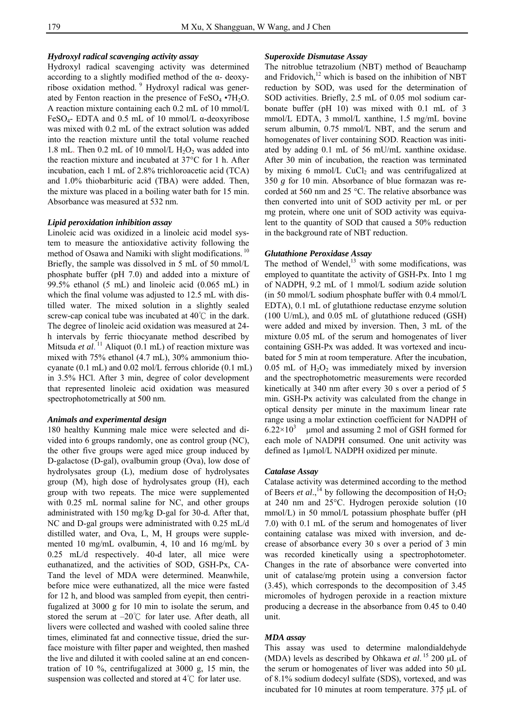### *Hydroxyl radical scavenging activity assay*

Hydroxyl radical scavenging activity was determined according to a slightly modified method of the α- deoxyribose oxidation method. [9] Hydroxyl radical was generated by Fenton reaction in the presence of $FeSO_4 \cdot 7H_2O$. A reaction mixture containing each 0.2 mL of 10 mmol/L $FeSO_4$- EDTA and 0.5 mL of 10 mmol/L α-deoxyribose was mixed with 0.2 mL of the extract solution was added into the reaction mixture until the total volume reached 1.8 mL. Then 0.2 mL of 10 mmol/L $H_2O_2$ was added into the reaction mixture and incubated at 37°C for 1 h. After incubation, each 1 mL of 2.8% trichloroacetic acid (TCA) and 1.0% thiobarbituric acid (TBA) were added. Then, the mixture was placed in a boiling water bath for 15 min. Absorbance was measured at 532 nm.

### *Lipid peroxidation inhibition assay*

Linoleic acid was oxidized in a linoleic acid model system to measure the antioxidative activity following the method of Osawa and Namiki with slight modifications. [10] Briefly, the sample was dissolved in 5 mL of 50 mmol/L phosphate buffer (pH 7.0) and added into a mixture of 99.5% ethanol (5 mL) and linoleic acid (0.065 mL) in which the final volume was adjusted to 12.5 mL with distilled water. The mixed solution in a slightly sealed screw-cap conical tube was incubated at 40℃ in the dark. The degree of linoleic acid oxidation was measured at 24-h intervals by ferric thiocyanate method described by Mitsuda *et al*. [11] Aliquot (0.1 mL) of reaction mixture was mixed with 75% ethanol (4.7 mL), 30% ammonium thiocyanate (0.1 mL) and 0.02 mol/L ferrous chloride (0.1 mL) in 3.5% HCl. After 3 min, degree of color development that represented linoleic acid oxidation was measured spectrophotometrically at 500 nm.

### *Animals and experimental design*

180 healthy Kunming male mice were selected and divided into 6 groups randomly, one as control group (NC), the other five groups were aged mice group induced by D-galactose (D-gal), ovalbumin group (Ova), low dose of hydrolysates group (L), medium dose of hydrolysates group (M), high dose of hydrolysates group (H), each group with two repeats. The mice were supplemented with 0.25 mL normal saline for NC, and other groups administrated with 150 mg/kg D-gal for 30-d. After that, NC and D-gal groups were administrated with 0.25 mL/d distilled water, and Ova, L, M, H groups were supplemented 10 mg/mL ovalbumin, 4, 10 and 16 mg/mL by 0.25 mL/d respectively. 40-d later, all mice were euthanatized, and the activities of SOD, GSH-Px, CA-Tand the level of MDA were determined. Meanwhile, before mice were euthanatized, all the mice were fasted for 12 h, and blood was sampled from eyepit, then centrifugalized at 3000 g for 10 min to isolate the serum, and stored the serum at –20℃ for later use. After death, all livers were collected and washed with cooled saline three times, eliminated fat and connective tissue, dried the surface moisture with filter paper and weighted, then mashed the live and diluted it with cooled saline at an end concentration of 10 %, centrifugalized at 3000 g, 15 min, the suspension was collected and stored at 4℃ for later use.

### *Superoxide Dismutase Assay*

The nitroblue tetrazolium (NBT) method of Beauchamp and Fridovich,[12] which is based on the inhibition of NBT reduction by SOD, was used for the determination of SOD activities. Briefly, 2.5 mL of 0.05 mol sodium carbonate buffer (pH 10) was mixed with 0.1 mL of 3 mmol/L EDTA, 3 mmol/L xanthine, 1.5 mg/mL bovine serum albumin, 0.75 mmol/L NBT, and the serum and homogenates of liver containing SOD. Reaction was initiated by adding 0.1 mL of 56 mU/mL xanthine oxidase. After 30 min of incubation, the reaction was terminated by mixing 6 mmol/L $CuCl_2$ and was centrifugalized at 350 *g* for 10 min. Absorbance of blue formazan was recorded at 560 nm and 25 °C. The relative absorbance was then converted into unit of SOD activity per mL or per mg protein, where one unit of SOD activity was equivalent to the quantity of SOD that caused a 50% reduction in the background rate of NBT reduction.

### *Glutathione Peroxidase Assay*

The method of Wendel,[13] with some modifications, was employed to quantitate the activity of GSH-Px. Into 1 mg of NADPH, 9.2 mL of 1 mmol/L sodium azide solution (in 50 mmol/L sodium phosphate buffer with 0.4 mmol/L EDTA), 0.1 mL of glutathione reductase enzyme solution (100 U/mL), and 0.05 mL of glutathione reduced (GSH) were added and mixed by inversion. Then, 3 mL of the mixture 0.05 mL of the serum and homogenates of liver containing GSH-Px was added. It was vortexed and incubated for 5 min at room temperature. After the incubation, 0.05 mL of $H_2O_2$ was immediately mixed by inversion and the spectrophotometric measurements were recorded kinetically at 340 nm after every 30 s over a period of 5 min. GSH-Px activity was calculated from the change in optical density per minute in the maximum linear rate range using a molar extinction coefficient for NADPH of $6.22\times10^3$ μmol and assuming 2 mol of GSH formed for each mole of NADPH consumed. One unit activity was defined as 1μmol/L NADPH oxidized per minute.

### *Catalase Assay*

Catalase activity was determined according to the method of Beers *et al*.,[14] by following the decomposition of $H_2O_2$ at 240 nm and 25°C. Hydrogen peroxide solution (10 mmol/L) in 50 mmol/L potassium phosphate buffer (pH 7.0) with 0.1 mL of the serum and homogenates of liver containing catalase was mixed with inversion, and decrease of absorbance every 30 s over a period of 3 min was recorded kinetically using a spectrophotometer. Changes in the rate of absorbance were converted into unit of catalase/mg protein using a conversion factor (3.45), which corresponds to the decomposition of 3.45 micromoles of hydrogen peroxide in a reaction mixture producing a decrease in the absorbance from 0.45 to 0.40 unit.

### *MDA assay*

This assay was used to determine malondialdehyde (MDA) levels as described by Ohkawa *et al*. [15] 200 μL of the serum or homogenates of liver was added into 50 μL of 8.1% sodium dodecyl sulfate (SDS), vortexed, and was incubated for 10 minutes at room temperature. 375 μL of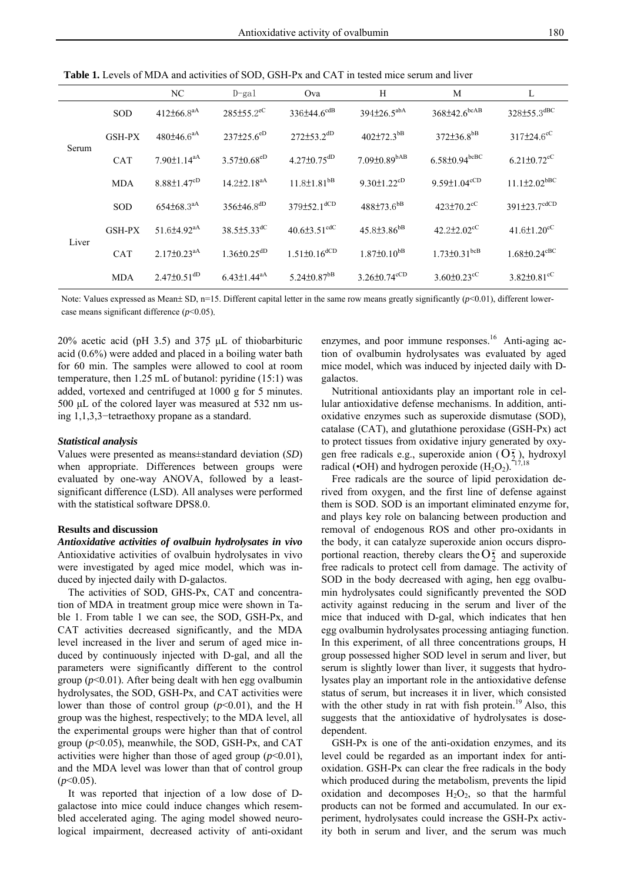**Table 1.** Levels of MDA and activities of SOD, GSH-Px and CAT in tested mice serum and liver

| | | NC | D-gal | Ova | H | M | L |
|---|---|---|---|---|---|---|---|
| Serum | SOD | 412±66.8$^{aA}$ | 285±55.2$^{eC}$ | 336±44.6$^{cdB}$ | 394±26.5$^{abA}$ | 368±42.6$^{bcAB}$ | 328±55.3$^{dBC}$ |
| | GSH-PX | 480±46.6$^{aA}$ | 237±25.6$^{eD}$ | 272±53.2$^{dD}$ | 402±72.3$^{bB}$ | 372±36.8$^{bB}$ | 317±24.6$^{cC}$ |
| | CAT | 7.90±1.14$^{aA}$ | 3.57±0.68$^{eD}$ | 4.27±0.75$^{dD}$ | 7.09±0.89$^{bAB}$ | 6.58±0.94$^{bcBC}$ | 6.21±0.72$^{cC}$ |
| | MDA | 8.88±1.47$^{cD}$ | 14.2±2.18$^{aA}$ | 11.8±1.81$^{bB}$ | 9.30±1.22$^{cD}$ | 9.59±1.04$^{cCD}$ | 11.1±2.02$^{bBC}$ |
| Liver | SOD | 654±68.3$^{aA}$ | 356±46.8$^{dD}$ | 379±52.1$^{dCD}$ | 488±73.6$^{bB}$ | 423±70.2$^{cC}$ | 391±23.7$^{cdCD}$ |
| | GSH-PX | 51.6±4.92$^{aA}$ | 38.5±5.33$^{dC}$ | 40.6±3.51$^{cdC}$ | 45.8±3.86$^{bB}$ | 42.2±2.02$^{cC}$ | 41.6±1.20$^{cC}$ |
| | CAT | 2.17±0.23$^{aA}$ | 1.36±0.25$^{dD}$ | 1.51±0.16$^{dCD}$ | 1.87±0.10$^{bB}$ | 1.73±0.31$^{bcB}$ | 1.68±0.24$^{cBC}$ |
| | MDA | 2.47±0.51$^{dD}$ | 6.43±1.44$^{aA}$ | 5.24±0.87$^{bB}$ | 3.26±0.74$^{cCD}$ | 3.60±0.23$^{cC}$ | 3.82±0.81$^{cC}$ |

Note: Values expressed as Mean± SD, n=15. Different capital letter in the same row means greatly significantly ($p$<0.01), different lowercase means significant difference ($p$<0.05).

20% acetic acid (pH 3.5) and 375 μL of thiobarbituric acid (0.6%) were added and placed in a boiling water bath for 60 min. The samples were allowed to cool at room temperature, then 1.25 mL of butanol: pyridine (15:1) was added, vortexed and centrifuged at 1000 g for 5 minutes. 500 μL of the colored layer was measured at 532 nm using 1,1,3,3−tetraethoxy propane as a standard.

### *Statistical analysis*

Values were presented as means±standard deviation (*SD*) when appropriate. Differences between groups were evaluated by one-way ANOVA, followed by a least-significant difference (LSD). All analyses were performed with the statistical software DPS8.0.

## Results and discussion

### *Antioxidative activities of ovalbuin hydrolysates in vivo*

Antioxidative activities of ovalbuin hydrolysates in vivo were investigated by aged mice model, which was induced by injected daily with D-galactos.

The activities of SOD, GHS-Px, CAT and concentration of MDA in treatment group mice were shown in Table 1. From table 1 we can see, the SOD, GSH-Px, and CAT activities decreased significantly, and the MDA level increased in the liver and serum of aged mice induced by continuously injected with D-gal, and all the parameters were significantly different to the control group ($p$<0.01). After being dealt with hen egg ovalbumin hydrolysates, the SOD, GSH-Px, and CAT activities were lower than those of control group ($p$<0.01), and the H group was the highest, respectively; to the MDA level, all the experimental groups were higher than that of control group ($p$<0.05), meanwhile, the SOD, GSH-Px, and CAT activities were higher than those of aged group ($p$<0.01), and the MDA level was lower than that of control group ($p$<0.05).

It was reported that injection of a low dose of D-galactose into mice could induce changes which resembled accelerated aging. The aging model showed neurological impairment, decreased activity of anti-oxidant enzymes, and poor immune responses.[16] Anti-aging action of ovalbumin hydrolysates was evaluated by aged mice model, which was induced by injected daily with D-galactos.

Nutritional antioxidants play an important role in cellular antioxidative defense mechanisms. In addition, antioxidative enzymes such as superoxide dismutase (SOD), catalase (CAT), and glutathione peroxidase (GSH-Px) act to protect tissues from oxidative injury generated by oxygen free radicals e.g., superoxide anion ($O_2^-$), hydroxyl radical (•OH) and hydrogen peroxide ($H_2O_2$).[17,18]

Free radicals are the source of lipid peroxidation derived from oxygen, and the first line of defense against them is SOD. SOD is an important eliminated enzyme for, and plays key role on balancing between production and removal of endogenous ROS and other pro-oxidants in the body, it can catalyze superoxide anion occurs disproportional reaction, thereby clears the $O_2^-$ and superoxide free radicals to protect cell from damage. The activity of SOD in the body decreased with aging, hen egg ovalbumin hydrolysates could significantly prevented the SOD activity against reducing in the serum and liver of the mice that induced with D-gal, which indicates that hen egg ovalbumin hydrolysates processing antiaging function. In this experiment, of all three concentrations groups, H group possessed higher SOD level in serum and liver, but serum is slightly lower than liver, it suggests that hydrolysates play an important role in the antioxidative defense status of serum, but increases it in liver, which consisted with the other study in rat with fish protein.[19] Also, this suggests that the antioxidative of hydrolysates is dose-dependent.

GSH-Px is one of the anti-oxidation enzymes, and its level could be regarded as an important index for antioxidation. GSH-Px can clear the free radicals in the body which produced during the metabolism, prevents the lipid oxidation and decomposes $H_2O_2$, so that the harmful products can not be formed and accumulated. In our experiment, hydrolysates could increase the GSH-Px activity both in serum and liver, and the serum was much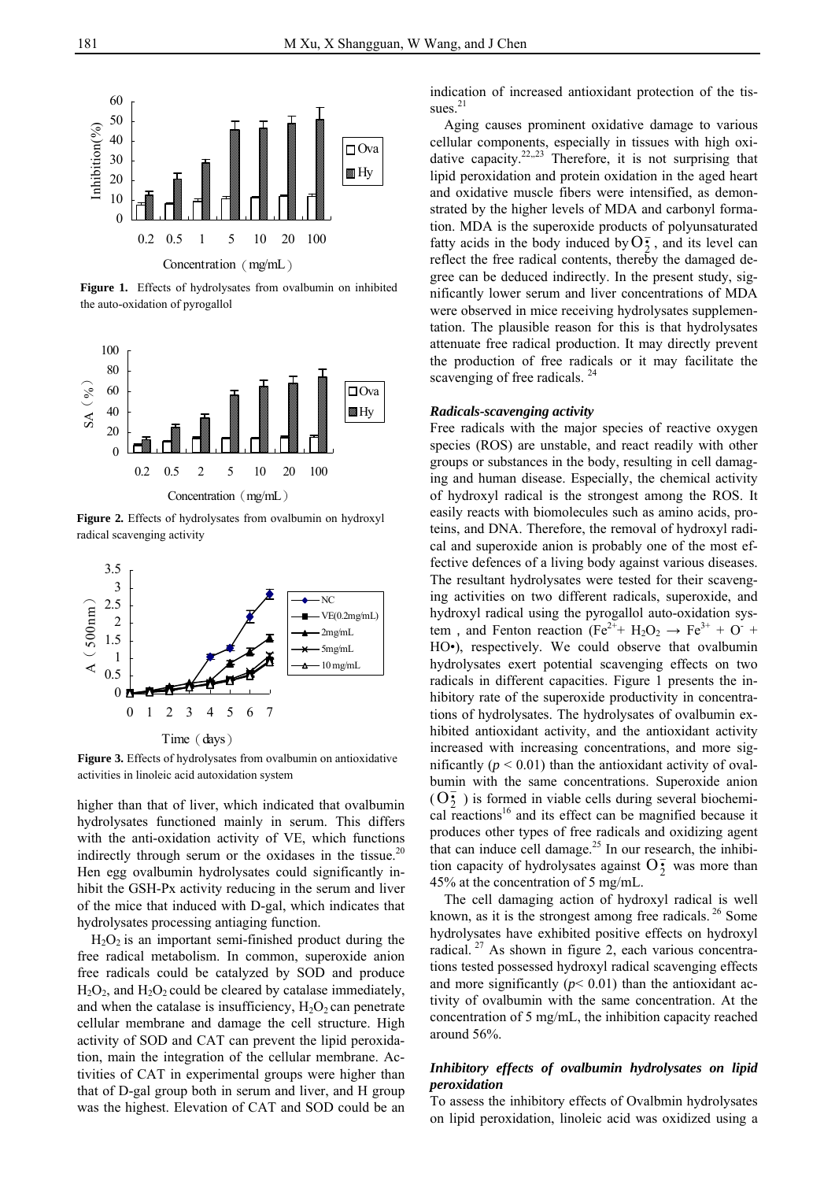Figure 1. Effects of hydrolysates from ovalbumin on inhibited the auto-oxidation of pyrogallol

Figure 2. Effects of hydrolysates from ovalbumin on hydroxyl radical scavenging activity

Figure 3. Effects of hydrolysates from ovalbumin on antioxidative activities in linoleic acid autoxidation system

higher than that of liver, which indicated that ovalbumin hydrolysates functioned mainly in serum. This differs with the anti-oxidation activity of VE, which functions indirectly through serum or the oxidases in the tissue.[20] Hen egg ovalbumin hydrolysates could significantly inhibit the GSH-Px activity reducing in the serum and liver of the mice that induced with D-gal, which indicates that hydrolysates processing antiaging function.

$H_2O_2$ is an important semi-finished product during the free radical metabolism. In common, superoxide anion free radicals could be catalyzed by SOD and produce $H_2O_2$, and $H_2O_2$ could be cleared by catalase immediately, and when the catalase is insufficiency, $H_2O_2$ can penetrate cellular membrane and damage the cell structure. High activity of SOD and CAT can prevent the lipid peroxidation, main the integration of the cellular membrane. Activities of CAT in experimental groups were higher than that of D-gal group both in serum and liver, and H group was the highest. Elevation of CAT and SOD could be an indication of increased antioxidant protection of the tissues.[21]

Aging causes prominent oxidative damage to various cellular components, especially in tissues with high oxidative capacity.[22,23] Therefore, it is not surprising that lipid peroxidation and protein oxidation in the aged heart and oxidative muscle fibers were intensified, as demonstrated by the higher levels of MDA and carbonyl formation. MDA is the superoxide products of polyunsaturated fatty acids in the body induced by $O_2^{\cdot-}$, and its level can reflect the free radical contents, thereby the damaged degree can be deduced indirectly. In the present study, significantly lower serum and liver concentrations of MDA were observed in mice receiving hydrolysates supplementation. The plausible reason for this is that hydrolysates attenuate free radical production. It may directly prevent the production of free radicals or it may facilitate the scavenging of free radicals. [24]

### *Radicals-scavenging activity*

Free radicals with the major species of reactive oxygen species (ROS) are unstable, and react readily with other groups or substances in the body, resulting in cell damaging and human disease. Especially, the chemical activity of hydroxyl radical is the strongest among the ROS. It easily reacts with biomolecules such as amino acids, proteins, and DNA. Therefore, the removal of hydroxyl radical and superoxide anion is probably one of the most effective defences of a living body against various diseases. The resultant hydrolysates were tested for their scavenging activities on two different radicals, superoxide, and hydroxyl radical using the pyrogallol auto-oxidation system , and Fenton reaction ($Fe^{2+} + H_2O_2 \rightarrow Fe^{3+} + O^- +$ HO•), respectively. We could observe that ovalbumin hydrolysates exert potential scavenging effects on two radicals in different capacities. Figure 1 presents the inhibitory rate of the superoxide productivity in concentrations of hydrolysates. The hydrolysates of ovalbumin exhibited antioxidant activity, and the antioxidant activity increased with increasing concentrations, and more significantly ($p < 0.01$) than the antioxidant activity of ovalbumin with the same concentrations. Superoxide anion ($O_2^{\cdot-}$) is formed in viable cells during several biochemical reactions[16] and its effect can be magnified because it produces other types of free radicals and oxidizing agent that can induce cell damage.[25] In our research, the inhibition capacity of hydrolysates against $O_2^{\cdot-}$ was more than 45% at the concentration of 5 mg/mL.

The cell damaging action of hydroxyl radical is well known, as it is the strongest among free radicals. [26] Some hydrolysates have exhibited positive effects on hydroxyl radical. [27] As shown in figure 2, each various concentrations tested possessed hydroxyl radical scavenging effects and more significantly ($p < 0.01$) than the antioxidant activity of ovalbumin with the same concentration. At the concentration of 5 mg/mL, the inhibition capacity reached around 56%.

### *Inhibitory effects of ovalbumin hydrolysates on lipid peroxidation*

To assess the inhibitory effects of Ovalbmin hydrolysates on lipid peroxidation, linoleic acid was oxidized using a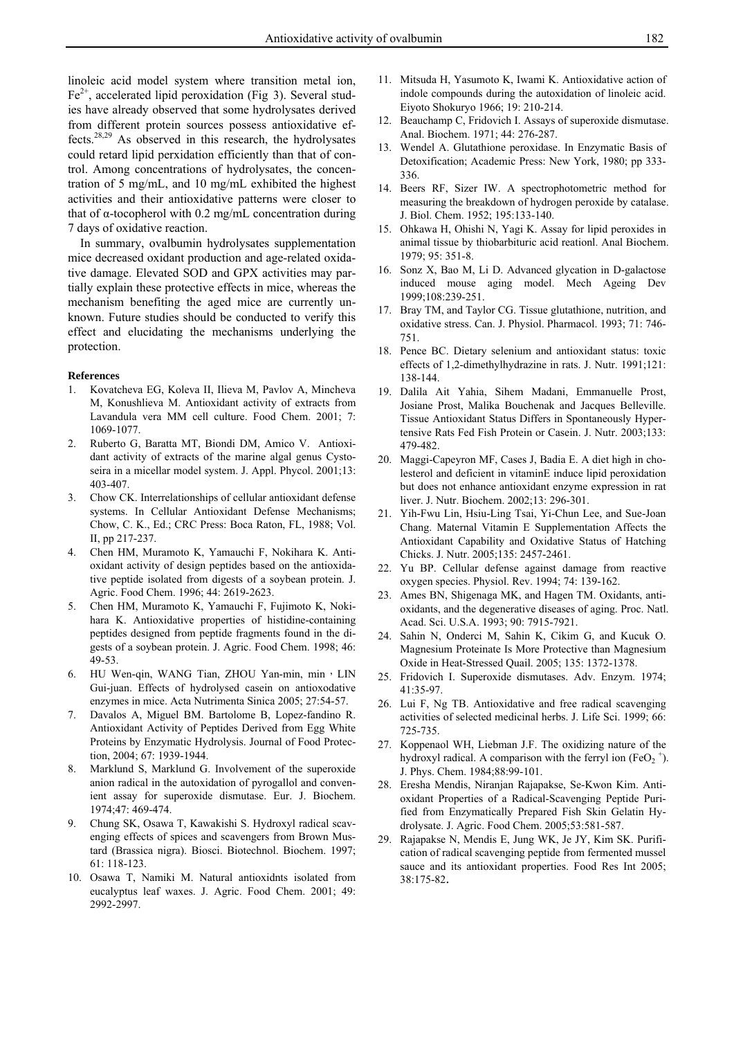linoleic acid model system where transition metal ion, $Fe^{2+}$, accelerated lipid peroxidation (Fig 3). Several studies have already observed that some hydrolysates derived from different protein sources possess antioxidative effects.[28,29] As observed in this research, the hydrolysates could retard lipid perxidation efficiently than that of control. Among concentrations of hydrolysates, the concentration of 5 mg/mL, and 10 mg/mL exhibited the highest activities and their antioxidative patterns were closer to that of α-tocopherol with 0.2 mg/mL concentration during 7 days of oxidative reaction.

In summary, ovalbumin hydrolysates supplementation mice decreased oxidant production and age-related oxidative damage. Elevated SOD and GPX activities may partially explain these protective effects in mice, whereas the mechanism benefiting the aged mice are currently unknown. Future studies should be conducted to verify this effect and elucidating the mechanisms underlying the protection.

**References**

1. Kovatcheva EG, Koleva II, Ilieva M, Pavlov A, Mincheva M, Konushlieva M. Antioxidant activity of extracts from Lavandula vera MM cell culture. Food Chem. 2001; 7: 1069-1077.
2. Ruberto G, Baratta MT, Biondi DM, Amico V. Antioxidant activity of extracts of the marine algal genus Cystoseira in a micellar model system. J. Appl. Phycol. 2001;13: 403-407.
3. Chow CK. Interrelationships of cellular antioxidant defense systems. In Cellular Antioxidant Defense Mechanisms; Chow, C. K., Ed.; CRC Press: Boca Raton, FL, 1988; Vol. II, pp 217-237.
4. Chen HM, Muramoto K, Yamauchi F, Nokihara K. Antioxidant activity of design peptides based on the antioxidative peptide isolated from digests of a soybean protein. J. Agric. Food Chem. 1996; 44: 2619-2623.
5. Chen HM, Muramoto K, Yamauchi F, Fujimoto K, Nokihara K. Antioxidative properties of histidine-containing peptides designed from peptide fragments found in the digests of a soybean protein. J. Agric. Food Chem. 1998; 46: 49-53.
6. HU Wen-qin, WANG Tian, ZHOU Yan-min, min，LIN Gui-juan. Effects of hydrolysed casein on antioxodative enzymes in mice. Acta Nutrimenta Sinica 2005; 27:54-57.
7. Davalos A, Miguel BM. Bartolome B, Lopez-fandino R. Antioxidant Activity of Peptides Derived from Egg White Proteins by Enzymatic Hydrolysis. Journal of Food Protection, 2004; 67: 1939-1944.
8. Marklund S, Marklund G. Involvement of the superoxide anion radical in the autoxidation of pyrogallol and convenient assay for superoxide dismutase. Eur. J. Biochem. 1974;47: 469-474.
9. Chung SK, Osawa T, Kawakishi S. Hydroxyl radical scavenging effects of spices and scavengers from Brown Mustard (Brassica nigra). Biosci. Biotechnol. Biochem. 1997; 61: 118-123.
10. Osawa T, Namiki M. Natural antioxidnts isolated from eucalyptus leaf waxes. J. Agric. Food Chem. 2001; 49: 2992-2997.
11. Mitsuda H, Yasumoto K, Iwami K. Antioxidative action of indole compounds during the autoxidation of linoleic acid. Eiyoto Shokuryo 1966; 19: 210-214.
12. Beauchamp C, Fridovich I. Assays of superoxide dismutase. Anal. Biochem. 1971; 44: 276-287.
13. Wendel A. Glutathione peroxidase. In Enzymatic Basis of Detoxification; Academic Press: New York, 1980; pp 333-336.
14. Beers RF, Sizer IW. A spectrophotometric method for measuring the breakdown of hydrogen peroxide by catalase. J. Biol. Chem. 1952; 195:133-140.
15. Ohkawa H, Ohishi N, Yagi K. Assay for lipid peroxides in animal tissue by thiobarbituric acid reationl. Anal Biochem. 1979; 95: 351-8.
16. Sonz X, Bao M, Li D. Advanced glycation in D-galactose induced mouse aging model. Mech Ageing Dev 1999;108:239-251.
17. Bray TM, and Taylor CG. Tissue glutathione, nutrition, and oxidative stress. Can. J. Physiol. Pharmacol. 1993; 71: 746-751.
18. Pence BC. Dietary selenium and antioxidant status: toxic effects of 1,2-dimethylhydrazine in rats. J. Nutr. 1991;121: 138-144.
19. Dalila Ait Yahia, Sihem Madani, Emmanuelle Prost, Josiane Prost, Malika Bouchenak and Jacques Belleville. Tissue Antioxidant Status Differs in Spontaneously Hypertensive Rats Fed Fish Protein or Casein. J. Nutr. 2003;133: 479-482.
20. Maggi-Capeyron MF, Cases J, Badia E. A diet high in cholesterol and deficient in vitaminE induce lipid peroxidation but does not enhance antioxidant enzyme expression in rat liver. J. Nutr. Biochem. 2002;13: 296-301.
21. Yih-Fwu Lin, Hsiu-Ling Tsai, Yi-Chun Lee, and Sue-Joan Chang. Maternal Vitamin E Supplementation Affects the Antioxidant Capability and Oxidative Status of Hatching Chicks. J. Nutr. 2005;135: 2457-2461.
22. Yu BP. Cellular defense against damage from reactive oxygen species. Physiol. Rev. 1994; 74: 139-162.
23. Ames BN, Shigenaga MK, and Hagen TM. Oxidants, antioxidants, and the degenerative diseases of aging. Proc. Natl. Acad. Sci. U.S.A. 1993; 90: 7915-7921.
24. Sahin N, Onderci M, Sahin K, Cikim G, and Kucuk O. Magnesium Proteinate Is More Protective than Magnesium Oxide in Heat-Stressed Quail. 2005; 135: 1372-1378.
25. Fridovich I. Superoxide dismutases. Adv. Enzym. 1974; 41:35-97.
26. Lui F, Ng TB. Antioxidative and free radical scavenging activities of selected medicinal herbs. J. Life Sci. 1999; 66: 725-735.
27. Koppenaol WH, Liebman J.F. The oxidizing nature of the hydroxyl radical. A comparison with the ferryl ion ($FeO_2^{+}$). J. Phys. Chem. 1984;88:99-101.
28. Eresha Mendis, Niranjan Rajapakse, Se-Kwon Kim. Antioxidant Properties of a Radical-Scavenging Peptide Purified from Enzymatically Prepared Fish Skin Gelatin Hydrolysate. J. Agric. Food Chem. 2005;53:581-587.
29. Rajapakse N, Mendis E, Jung WK, Je JY, Kim SK. Purification of radical scavenging peptide from fermented mussel sauce and its antioxidant properties. Food Res Int 2005; 38:175-82.